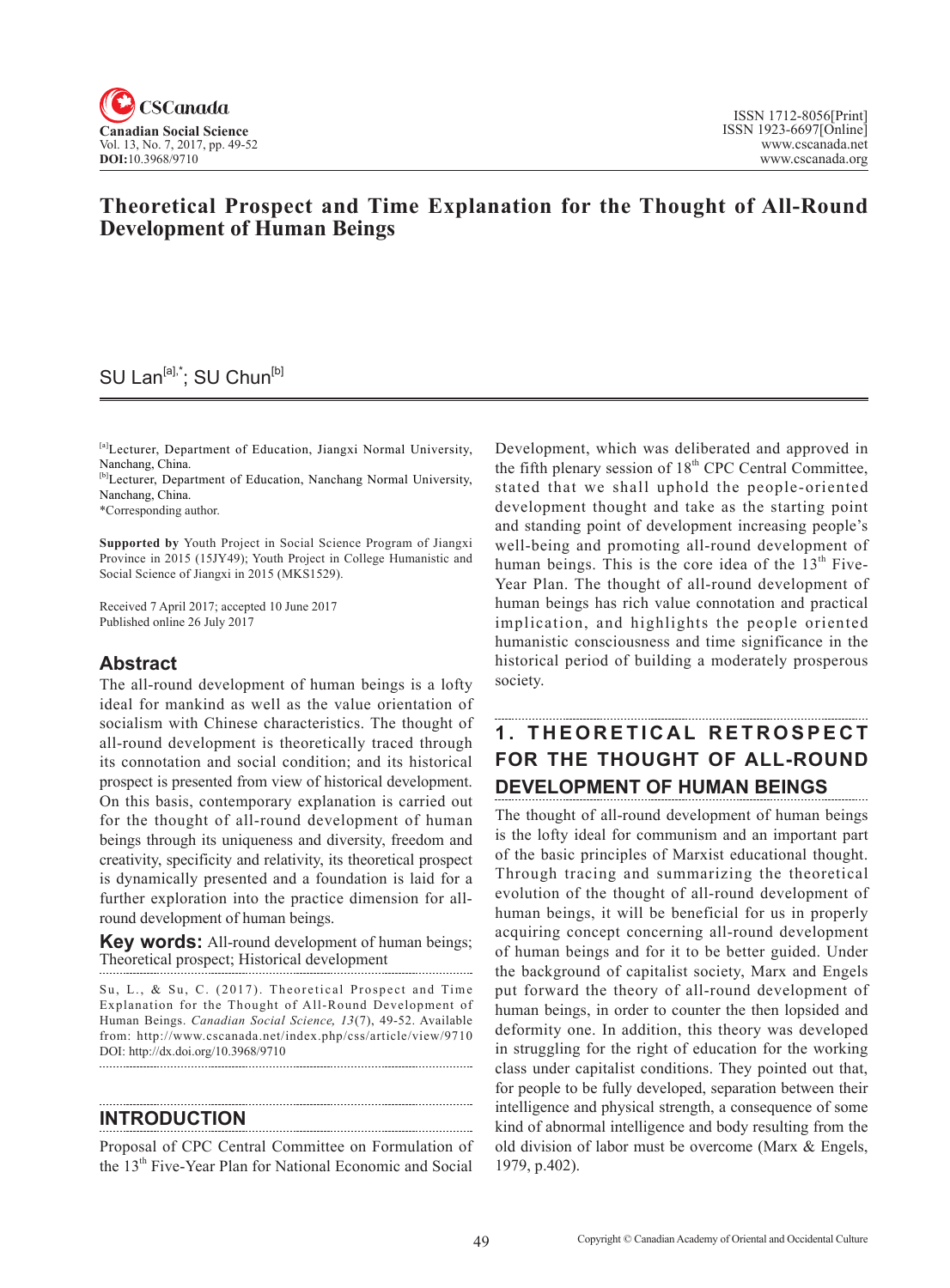# Theoretical Prospect and Time Explanation for the Thought of All-Round Development of Human Beings

SU Lan[a],*; SU Chun[b]

[a]Lecturer, Department of Education, Jiangxi Normal University, Nanchang, China.
[b]Lecturer, Department of Education, Nanchang Normal University, Nanchang, China.
*Corresponding author.

**Supported by** Youth Project in Social Science Program of Jiangxi Province in 2015 (15JY49); Youth Project in College Humanistic and Social Science of Jiangxi in 2015 (MKS1529).

Received 7 April 2017; accepted 10 June 2017
Published online 26 July 2017

## Abstract

The all-round development of human beings is a lofty ideal for mankind as well as the value orientation of socialism with Chinese characteristics. The thought of all-round development is theoretically traced through its connotation and social condition; and its historical prospect is presented from view of historical development. On this basis, contemporary explanation is carried out for the thought of all-round development of human beings through its uniqueness and diversity, freedom and creativity, specificity and relativity, its theoretical prospect is dynamically presented and a foundation is laid for a further exploration into the practice dimension for all-round development of human beings.

**Key words:** All-round development of human beings; Theoretical prospect; Historical development

Su, L., & Su, C. (2017). Theoretical Prospect and Time Explanation for the Thought of All-Round Development of Human Beings. *Canadian Social Science, 13*(7), 49-52. Available from: http://www.cscanada.net/index.php/css/article/view/9710 DOI: http://dx.doi.org/10.3968/9710

## INTRODUCTION

Proposal of CPC Central Committee on Formulation of the 13th Five-Year Plan for National Economic and Social Development, which was deliberated and approved in the fifth plenary session of 18th CPC Central Committee, stated that we shall uphold the people-oriented development thought and take as the starting point and standing point of development increasing people's well-being and promoting all-round development of human beings. This is the core idea of the 13th Five-Year Plan. The thought of all-round development of human beings has rich value connotation and practical implication, and highlights the people oriented humanistic consciousness and time significance in the historical period of building a moderately prosperous society.

## 1. THEORETICAL RETROSPECT FOR THE THOUGHT OF ALL-ROUND DEVELOPMENT OF HUMAN BEINGS

The thought of all-round development of human beings is the lofty ideal for communism and an important part of the basic principles of Marxist educational thought. Through tracing and summarizing the theoretical evolution of the thought of all-round development of human beings, it will be beneficial for us in properly acquiring concept concerning all-round development of human beings and for it to be better guided. Under the background of capitalist society, Marx and Engels put forward the theory of all-round development of human beings, in order to counter the then lopsided and deformity one. In addition, this theory was developed in struggling for the right of education for the working class under capitalist conditions. They pointed out that, for people to be fully developed, separation between their intelligence and physical strength, a consequence of some kind of abnormal intelligence and body resulting from the old division of labor must be overcome (Marx & Engels, 1979, p.402).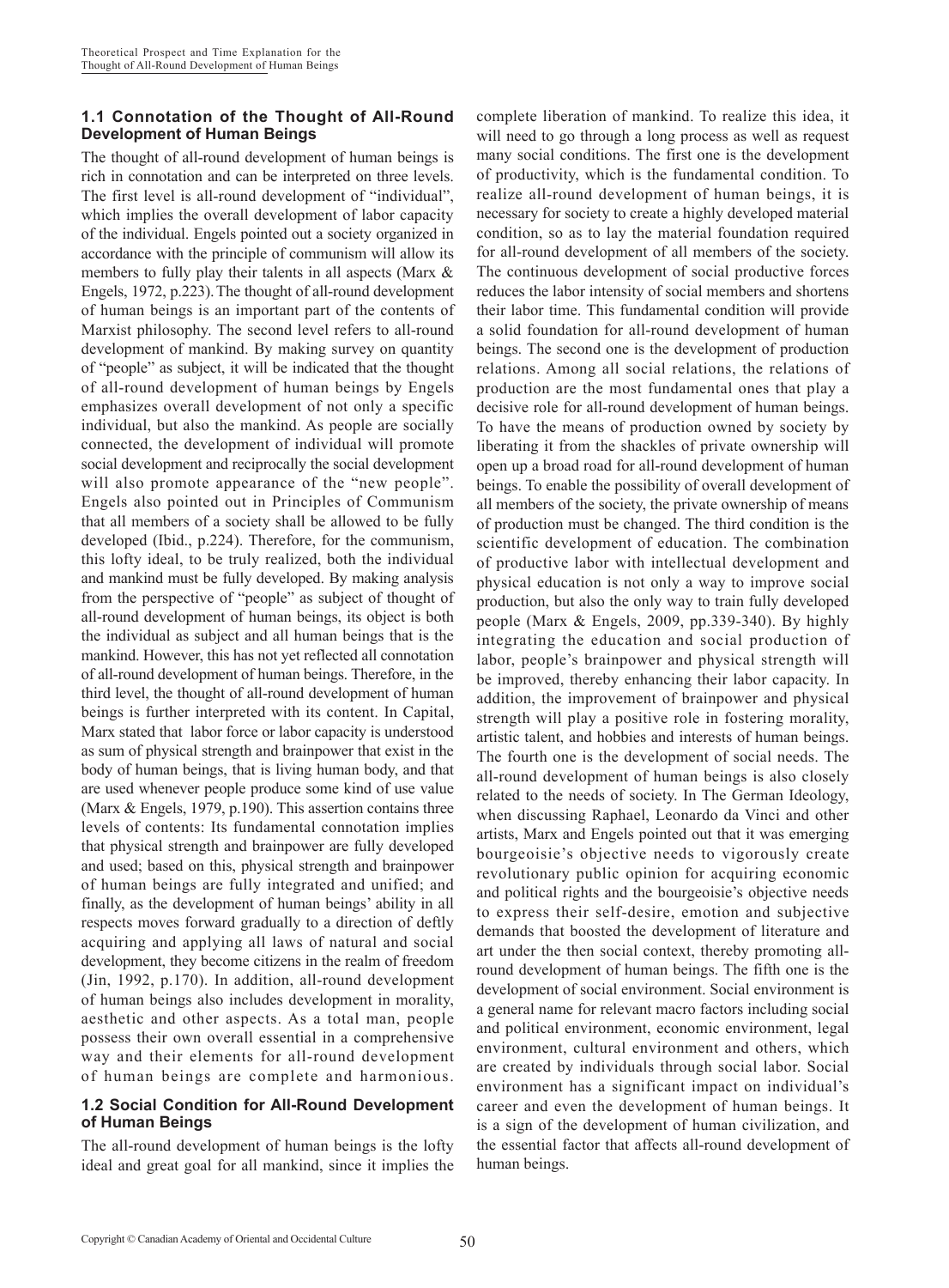### 1.1 Connotation of the Thought of All-Round Development of Human Beings

The thought of all-round development of human beings is rich in connotation and can be interpreted on three levels. The first level is all-round development of "individual", which implies the overall development of labor capacity of the individual. Engels pointed out a society organized in accordance with the principle of communism will allow its members to fully play their talents in all aspects (Marx & Engels, 1972, p.223). The thought of all-round development of human beings is an important part of the contents of Marxist philosophy. The second level refers to all-round development of mankind. By making survey on quantity of "people" as subject, it will be indicated that the thought of all-round development of human beings by Engels emphasizes overall development of not only a specific individual, but also the mankind. As people are socially connected, the development of individual will promote social development and reciprocally the social development will also promote appearance of the "new people". Engels also pointed out in Principles of Communism that all members of a society shall be allowed to be fully developed (Ibid., p.224). Therefore, for the communism, this lofty ideal, to be truly realized, both the individual and mankind must be fully developed. By making analysis from the perspective of "people" as subject of thought of all-round development of human beings, its object is both the individual as subject and all human beings that is the mankind. However, this has not yet reflected all connotation of all-round development of human beings. Therefore, in the third level, the thought of all-round development of human beings is further interpreted with its content. In Capital, Marx stated that labor force or labor capacity is understood as sum of physical strength and brainpower that exist in the body of human beings, that is living human body, and that are used whenever people produce some kind of use value (Marx & Engels, 1979, p.190). This assertion contains three levels of contents: Its fundamental connotation implies that physical strength and brainpower are fully developed and used; based on this, physical strength and brainpower of human beings are fully integrated and unified; and finally, as the development of human beings' ability in all respects moves forward gradually to a direction of deftly acquiring and applying all laws of natural and social development, they become citizens in the realm of freedom (Jin, 1992, p.170). In addition, all-round development of human beings also includes development in morality, aesthetic and other aspects. As a total man, people possess their own overall essential in a comprehensive way and their elements for all-round development of human beings are complete and harmonious.

### 1.2 Social Condition for All-Round Development of Human Beings

The all-round development of human beings is the lofty ideal and great goal for all mankind, since it implies the complete liberation of mankind. To realize this idea, it will need to go through a long process as well as request many social conditions. The first one is the development of productivity, which is the fundamental condition. To realize all-round development of human beings, it is necessary for society to create a highly developed material condition, so as to lay the material foundation required for all-round development of all members of the society. The continuous development of social productive forces reduces the labor intensity of social members and shortens their labor time. This fundamental condition will provide a solid foundation for all-round development of human beings. The second one is the development of production relations. Among all social relations, the relations of production are the most fundamental ones that play a decisive role for all-round development of human beings. To have the means of production owned by society by liberating it from the shackles of private ownership will open up a broad road for all-round development of human beings. To enable the possibility of overall development of all members of the society, the private ownership of means of production must be changed. The third condition is the scientific development of education. The combination of productive labor with intellectual development and physical education is not only a way to improve social production, but also the only way to train fully developed people (Marx & Engels, 2009, pp.339-340). By highly integrating the education and social production of labor, people's brainpower and physical strength will be improved, thereby enhancing their labor capacity. In addition, the improvement of brainpower and physical strength will play a positive role in fostering morality, artistic talent, and hobbies and interests of human beings. The fourth one is the development of social needs. The all-round development of human beings is also closely related to the needs of society. In The German Ideology, when discussing Raphael, Leonardo da Vinci and other artists, Marx and Engels pointed out that it was emerging bourgeoisie's objective needs to vigorously create revolutionary public opinion for acquiring economic and political rights and the bourgeoisie's objective needs to express their self-desire, emotion and subjective demands that boosted the development of literature and art under the then social context, thereby promoting all-round development of human beings. The fifth one is the development of social environment. Social environment is a general name for relevant macro factors including social and political environment, economic environment, legal environment, cultural environment and others, which are created by individuals through social labor. Social environment has a significant impact on individual's career and even the development of human beings. It is a sign of the development of human civilization, and the essential factor that affects all-round development of human beings.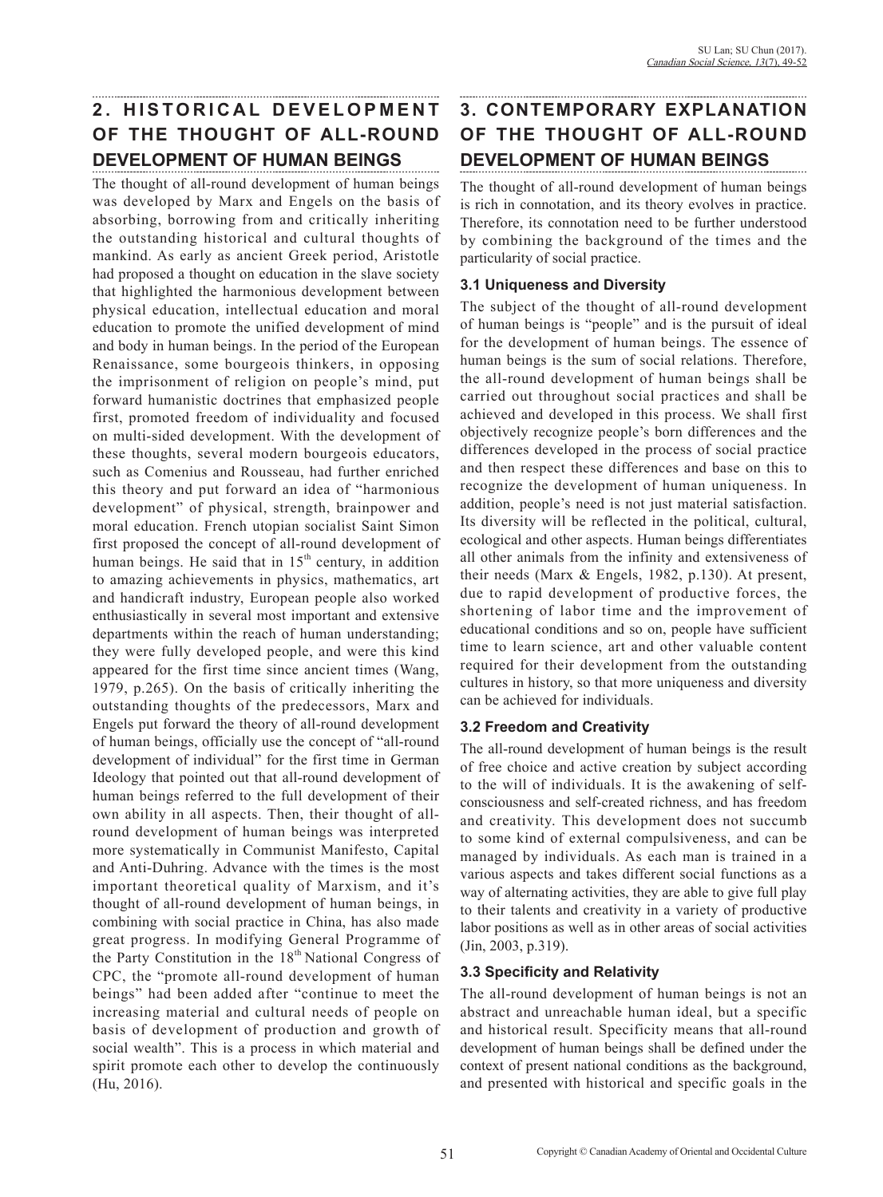## 2. HISTORICAL DEVELOPMENT OF THE THOUGHT OF ALL-ROUND DEVELOPMENT OF HUMAN BEINGS

The thought of all-round development of human beings was developed by Marx and Engels on the basis of absorbing, borrowing from and critically inheriting the outstanding historical and cultural thoughts of mankind. As early as ancient Greek period, Aristotle had proposed a thought on education in the slave society that highlighted the harmonious development between physical education, intellectual education and moral education to promote the unified development of mind and body in human beings. In the period of the European Renaissance, some bourgeois thinkers, in opposing the imprisonment of religion on people's mind, put forward humanistic doctrines that emphasized people first, promoted freedom of individuality and focused on multi-sided development. With the development of these thoughts, several modern bourgeois educators, such as Comenius and Rousseau, had further enriched this theory and put forward an idea of "harmonious development" of physical, strength, brainpower and moral education. French utopian socialist Saint Simon first proposed the concept of all-round development of human beings. He said that in 15th century, in addition to amazing achievements in physics, mathematics, art and handicraft industry, European people also worked enthusiastically in several most important and extensive departments within the reach of human understanding; they were fully developed people, and were this kind appeared for the first time since ancient times (Wang, 1979, p.265). On the basis of critically inheriting the outstanding thoughts of the predecessors, Marx and Engels put forward the theory of all-round development of human beings, officially use the concept of "all-round development of individual" for the first time in German Ideology that pointed out that all-round development of human beings referred to the full development of their own ability in all aspects. Then, their thought of all-round development of human beings was interpreted more systematically in Communist Manifesto, Capital and Anti-Duhring. Advance with the times is the most important theoretical quality of Marxism, and it's thought of all-round development of human beings, in combining with social practice in China, has also made great progress. In modifying General Programme of the Party Constitution in the 18th National Congress of CPC, the "promote all-round development of human beings" had been added after "continue to meet the increasing material and cultural needs of people on basis of development of production and growth of social wealth". This is a process in which material and spirit promote each other to develop the continuously (Hu, 2016).

## 3. CONTEMPORARY EXPLANATION OF THE THOUGHT OF ALL-ROUND DEVELOPMENT OF HUMAN BEINGS

The thought of all-round development of human beings is rich in connotation, and its theory evolves in practice. Therefore, its connotation need to be further understood by combining the background of the times and the particularity of social practice.

### 3.1 Uniqueness and Diversity

The subject of the thought of all-round development of human beings is "people" and is the pursuit of ideal for the development of human beings. The essence of human beings is the sum of social relations. Therefore, the all-round development of human beings shall be carried out throughout social practices and shall be achieved and developed in this process. We shall first objectively recognize people's born differences and the differences developed in the process of social practice and then respect these differences and base on this to recognize the development of human uniqueness. In addition, people's need is not just material satisfaction. Its diversity will be reflected in the political, cultural, ecological and other aspects. Human beings differentiates all other animals from the infinity and extensiveness of their needs (Marx & Engels, 1982, p.130). At present, due to rapid development of productive forces, the shortening of labor time and the improvement of educational conditions and so on, people have sufficient time to learn science, art and other valuable content required for their development from the outstanding cultures in history, so that more uniqueness and diversity can be achieved for individuals.

### 3.2 Freedom and Creativity

The all-round development of human beings is the result of free choice and active creation by subject according to the will of individuals. It is the awakening of self-consciousness and self-created richness, and has freedom and creativity. This development does not succumb to some kind of external compulsiveness, and can be managed by individuals. As each man is trained in a various aspects and takes different social functions as a way of alternating activities, they are able to give full play to their talents and creativity in a variety of productive labor positions as well as in other areas of social activities (Jin, 2003, p.319).

### 3.3 Specificity and Relativity

The all-round development of human beings is not an abstract and unreachable human ideal, but a specific and historical result. Specificity means that all-round development of human beings shall be defined under the context of present national conditions as the background, and presented with historical and specific goals in the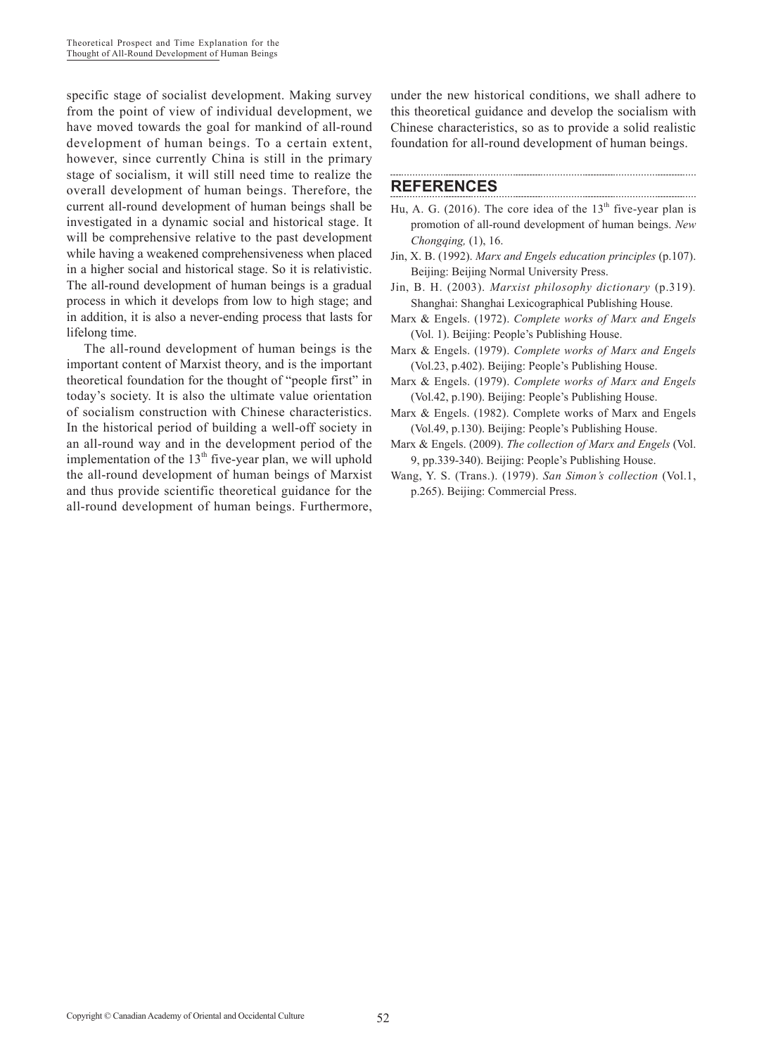specific stage of socialist development. Making survey from the point of view of individual development, we have moved towards the goal for mankind of all-round development of human beings. To a certain extent, however, since currently China is still in the primary stage of socialism, it will still need time to realize the overall development of human beings. Therefore, the current all-round development of human beings shall be investigated in a dynamic social and historical stage. It will be comprehensive relative to the past development while having a weakened comprehensiveness when placed in a higher social and historical stage. So it is relativistic. The all-round development of human beings is a gradual process in which it develops from low to high stage; and in addition, it is also a never-ending process that lasts for lifelong time.

The all-round development of human beings is the important content of Marxist theory, and is the important theoretical foundation for the thought of "people first" in today's society. It is also the ultimate value orientation of socialism construction with Chinese characteristics. In the historical period of building a well-off society in an all-round way and in the development period of the implementation of the 13th five-year plan, we will uphold the all-round development of human beings of Marxist and thus provide scientific theoretical guidance for the all-round development of human beings. Furthermore, under the new historical conditions, we shall adhere to this theoretical guidance and develop the socialism with Chinese characteristics, so as to provide a solid realistic foundation for all-round development of human beings.

## REFERENCES

Hu, A. G. (2016). The core idea of the 13th five-year plan is promotion of all-round development of human beings. *New Chongqing,* (1), 16.

Jin, X. B. (1992). *Marx and Engels education principles* (p.107). Beijing: Beijing Normal University Press.

Jin, B. H. (2003). *Marxist philosophy dictionary* (p.319). Shanghai: Shanghai Lexicographical Publishing House.

Marx & Engels. (1972). *Complete works of Marx and Engels* (Vol. 1). Beijing: People's Publishing House.

Marx & Engels. (1979). *Complete works of Marx and Engels* (Vol.23, p.402). Beijing: People's Publishing House.

Marx & Engels. (1979). *Complete works of Marx and Engels* (Vol.42, p.190). Beijing: People's Publishing House.

Marx & Engels. (1982). Complete works of Marx and Engels (Vol.49, p.130). Beijing: People's Publishing House.

Marx & Engels. (2009). *The collection of Marx and Engels* (Vol. 9, pp.339-340). Beijing: People's Publishing House.

Wang, Y. S. (Trans.). (1979). *San Simon's collection* (Vol.1, p.265). Beijing: Commercial Press.